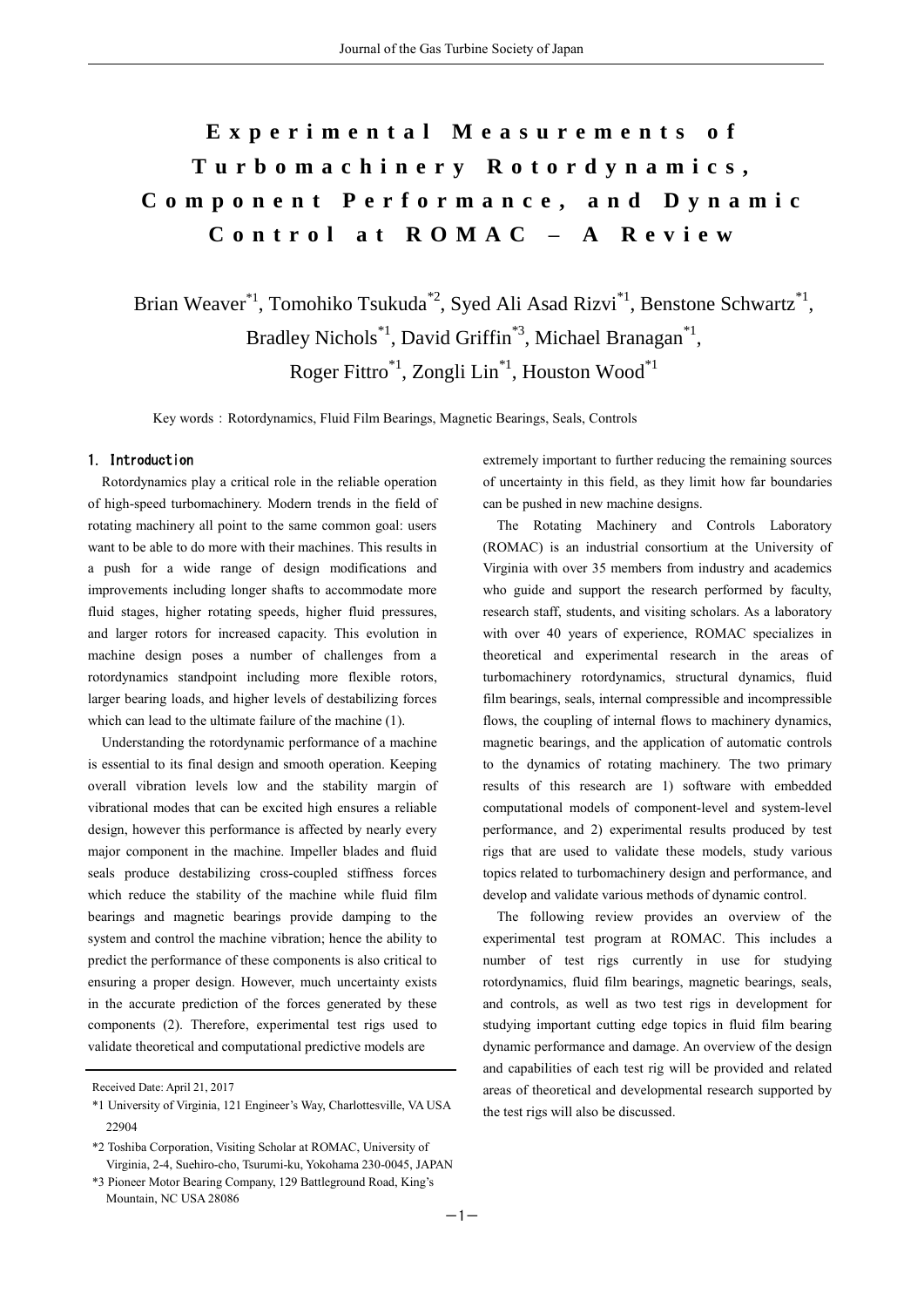# Experimental Measurements of Turbomachinery Rotordynamics, Component Performance, and Dynamic Control at ROMAC – A Review

Brian Weaver[*1], Tomohiko Tsukuda[*2], Syed Ali Asad Rizvi[*1], Benstone Schwartz[*1], Bradley Nichols[*1], David Griffin[*3], Michael Branagan[*1], Roger Fittro[*1], Zongli Lin[*1], Houston Wood[*1]

Key words：Rotordynamics, Fluid Film Bearings, Magnetic Bearings, Seals, Controls

## 1. Introduction

Rotordynamics play a critical role in the reliable operation of high-speed turbomachinery. Modern trends in the field of rotating machinery all point to the same common goal: users want to be able to do more with their machines. This results in a push for a wide range of design modifications and improvements including longer shafts to accommodate more fluid stages, higher rotating speeds, higher fluid pressures, and larger rotors for increased capacity. This evolution in machine design poses a number of challenges from a rotordynamics standpoint including more flexible rotors, larger bearing loads, and higher levels of destabilizing forces which can lead to the ultimate failure of the machine (1).

Understanding the rotordynamic performance of a machine is essential to its final design and smooth operation. Keeping overall vibration levels low and the stability margin of vibrational modes that can be excited high ensures a reliable design, however this performance is affected by nearly every major component in the machine. Impeller blades and fluid seals produce destabilizing cross-coupled stiffness forces which reduce the stability of the machine while fluid film bearings and magnetic bearings provide damping to the system and control the machine vibration; hence the ability to predict the performance of these components is also critical to ensuring a proper design. However, much uncertainty exists in the accurate prediction of the forces generated by these components (2). Therefore, experimental test rigs used to validate theoretical and computational predictive models are extremely important to further reducing the remaining sources of uncertainty in this field, as they limit how far boundaries can be pushed in new machine designs.

The Rotating Machinery and Controls Laboratory (ROMAC) is an industrial consortium at the University of Virginia with over 35 members from industry and academics who guide and support the research performed by faculty, research staff, students, and visiting scholars. As a laboratory with over 40 years of experience, ROMAC specializes in theoretical and experimental research in the areas of turbomachinery rotordynamics, structural dynamics, fluid film bearings, seals, internal compressible and incompressible flows, the coupling of internal flows to machinery dynamics, magnetic bearings, and the application of automatic controls to the dynamics of rotating machinery. The two primary results of this research are 1) software with embedded computational models of component-level and system-level performance, and 2) experimental results produced by test rigs that are used to validate these models, study various topics related to turbomachinery design and performance, and develop and validate various methods of dynamic control.

The following review provides an overview of the experimental test program at ROMAC. This includes a number of test rigs currently in use for studying rotordynamics, fluid film bearings, magnetic bearings, seals, and controls, as well as two test rigs in development for studying important cutting edge topics in fluid film bearing dynamic performance and damage. An overview of the design and capabilities of each test rig will be provided and related areas of theoretical and developmental research supported by the test rigs will also be discussed.

---

Received Date: April 21, 2017

*1 University of Virginia, 121 Engineer's Way, Charlottesville, VA USA 22904

*2 Toshiba Corporation, Visiting Scholar at ROMAC, University of Virginia, 2-4, Suehiro-cho, Tsurumi-ku, Yokohama 230-0045, JAPAN

*3 Pioneer Motor Bearing Company, 129 Battleground Road, King's Mountain, NC USA 28086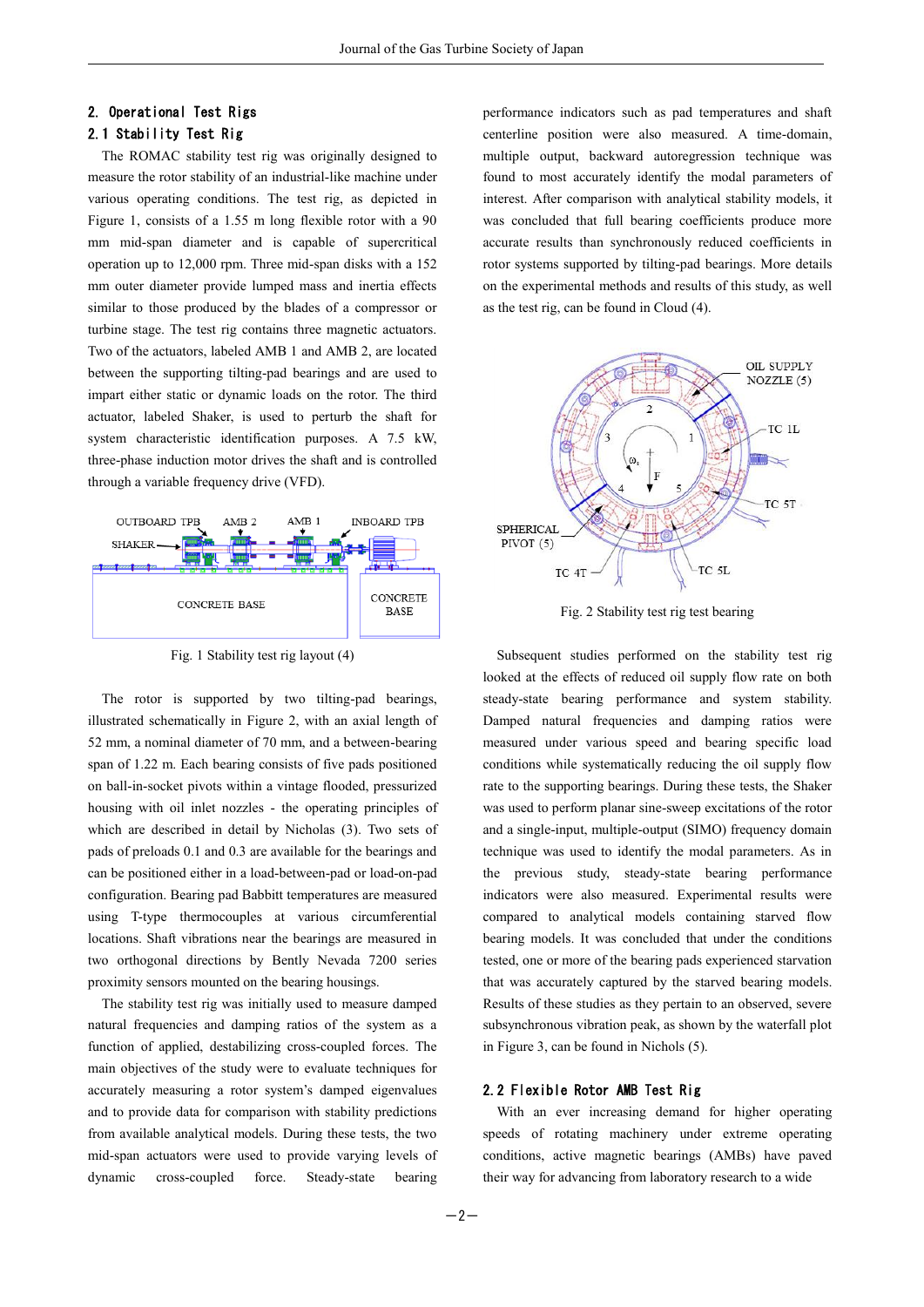## 2. Operational Test Rigs

### 2.1 Stability Test Rig

The ROMAC stability test rig was originally designed to measure the rotor stability of an industrial-like machine under various operating conditions. The test rig, as depicted in Figure 1, consists of a 1.55 m long flexible rotor with a 90 mm mid-span diameter and is capable of supercritical operation up to 12,000 rpm. Three mid-span disks with a 152 mm outer diameter provide lumped mass and inertia effects similar to those produced by the blades of a compressor or turbine stage. The test rig contains three magnetic actuators. Two of the actuators, labeled AMB 1 and AMB 2, are located between the supporting tilting-pad bearings and are used to impart either static or dynamic loads on the rotor. The third actuator, labeled Shaker, is used to perturb the shaft for system characteristic identification purposes. A 7.5 kW, three-phase induction motor drives the shaft and is controlled through a variable frequency drive (VFD).

Fig. 1 Stability test rig layout (4)

The rotor is supported by two tilting-pad bearings, illustrated schematically in Figure 2, with an axial length of 52 mm, a nominal diameter of 70 mm, and a between-bearing span of 1.22 m. Each bearing consists of five pads positioned on ball-in-socket pivots within a vintage flooded, pressurized housing with oil inlet nozzles - the operating principles of which are described in detail by Nicholas (3). Two sets of pads of preloads 0.1 and 0.3 are available for the bearings and can be positioned either in a load-between-pad or load-on-pad configuration. Bearing pad Babbitt temperatures are measured using T-type thermocouples at various circumferential locations. Shaft vibrations near the bearings are measured in two orthogonal directions by Bently Nevada 7200 series proximity sensors mounted on the bearing housings.

The stability test rig was initially used to measure damped natural frequencies and damping ratios of the system as a function of applied, destabilizing cross-coupled forces. The main objectives of the study were to evaluate techniques for accurately measuring a rotor system's damped eigenvalues and to provide data for comparison with stability predictions from available analytical models. During these tests, the two mid-span actuators were used to provide varying levels of dynamic cross-coupled force. Steady-state bearing performance indicators such as pad temperatures and shaft centerline position were also measured. A time-domain, multiple output, backward autoregression technique was found to most accurately identify the modal parameters of interest. After comparison with analytical stability models, it was concluded that full bearing coefficients produce more accurate results than synchronously reduced coefficients in rotor systems supported by tilting-pad bearings. More details on the experimental methods and results of this study, as well as the test rig, can be found in Cloud (4).

Fig. 2 Stability test rig test bearing

Subsequent studies performed on the stability test rig looked at the effects of reduced oil supply flow rate on both steady-state bearing performance and system stability. Damped natural frequencies and damping ratios were measured under various speed and bearing specific load conditions while systematically reducing the oil supply flow rate to the supporting bearings. During these tests, the Shaker was used to perform planar sine-sweep excitations of the rotor and a single-input, multiple-output (SIMO) frequency domain technique was used to identify the modal parameters. As in the previous study, steady-state bearing performance indicators were also measured. Experimental results were compared to analytical models containing starved flow bearing models. It was concluded that under the conditions tested, one or more of the bearing pads experienced starvation that was accurately captured by the starved bearing models. Results of these studies as they pertain to an observed, severe subsynchronous vibration peak, as shown by the waterfall plot in Figure 3, can be found in Nichols (5).

### 2.2 Flexible Rotor AMB Test Rig

With an ever increasing demand for higher operating speeds of rotating machinery under extreme operating conditions, active magnetic bearings (AMBs) have paved their way for advancing from laboratory research to a wide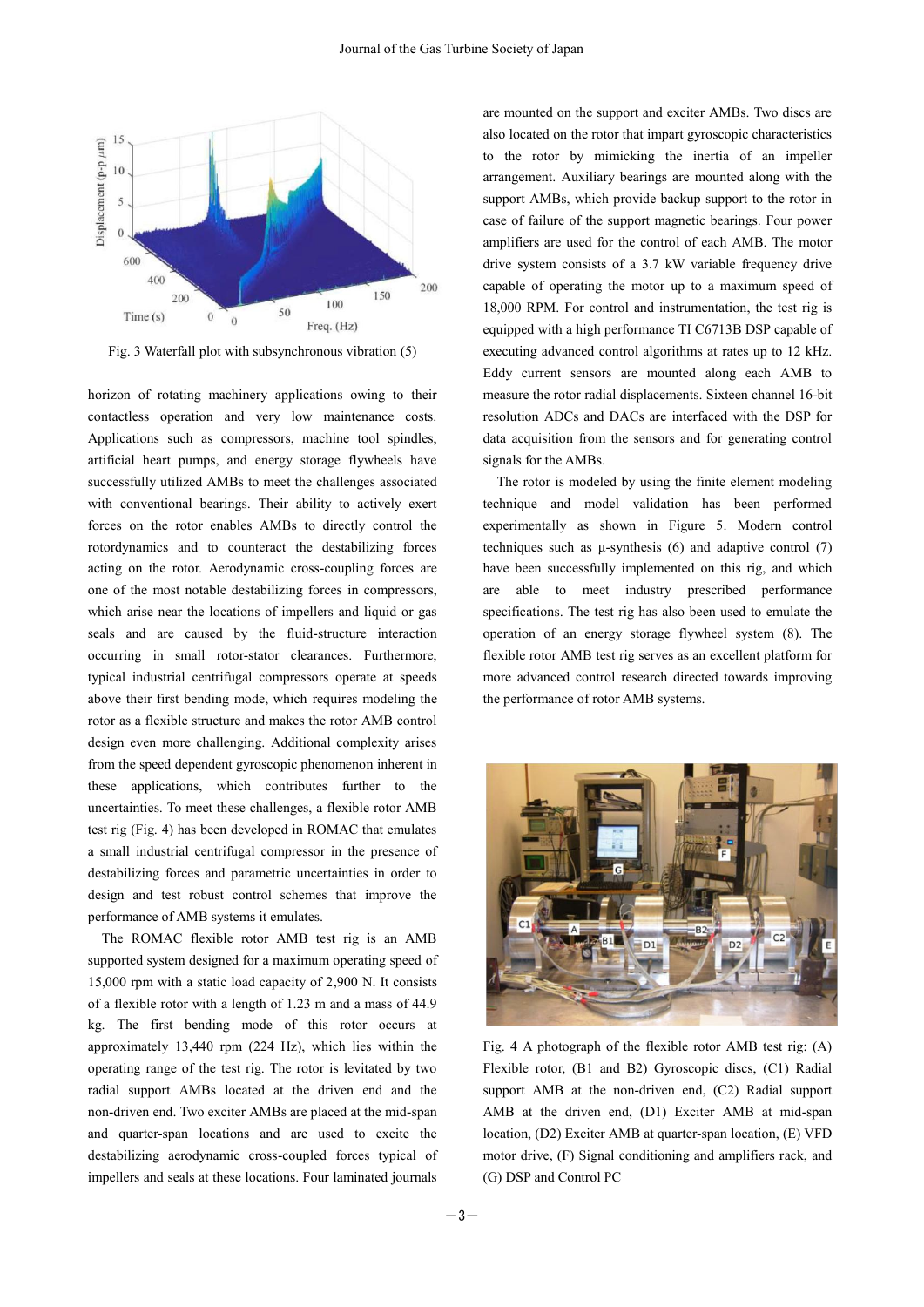Fig. 3 Waterfall plot with subsynchronous vibration (5)

horizon of rotating machinery applications owing to their contactless operation and very low maintenance costs. Applications such as compressors, machine tool spindles, artificial heart pumps, and energy storage flywheels have successfully utilized AMBs to meet the challenges associated with conventional bearings. Their ability to actively exert forces on the rotor enables AMBs to directly control the rotordynamics and to counteract the destabilizing forces acting on the rotor. Aerodynamic cross-coupling forces are one of the most notable destabilizing forces in compressors, which arise near the locations of impellers and liquid or gas seals and are caused by the fluid-structure interaction occurring in small rotor-stator clearances. Furthermore, typical industrial centrifugal compressors operate at speeds above their first bending mode, which requires modeling the rotor as a flexible structure and makes the rotor AMB control design even more challenging. Additional complexity arises from the speed dependent gyroscopic phenomenon inherent in these applications, which contributes further to the uncertainties. To meet these challenges, a flexible rotor AMB test rig (Fig. 4) has been developed in ROMAC that emulates a small industrial centrifugal compressor in the presence of destabilizing forces and parametric uncertainties in order to design and test robust control schemes that improve the performance of AMB systems it emulates.

The ROMAC flexible rotor AMB test rig is an AMB supported system designed for a maximum operating speed of 15,000 rpm with a static load capacity of 2,900 N. It consists of a flexible rotor with a length of 1.23 m and a mass of 44.9 kg. The first bending mode of this rotor occurs at approximately 13,440 rpm (224 Hz), which lies within the operating range of the test rig. The rotor is levitated by two radial support AMBs located at the driven end and the non-driven end. Two exciter AMBs are placed at the mid-span and quarter-span locations and are used to excite the destabilizing aerodynamic cross-coupled forces typical of impellers and seals at these locations. Four laminated journals are mounted on the support and exciter AMBs. Two discs are also located on the rotor that impart gyroscopic characteristics to the rotor by mimicking the inertia of an impeller arrangement. Auxiliary bearings are mounted along with the support AMBs, which provide backup support to the rotor in case of failure of the support magnetic bearings. Four power amplifiers are used for the control of each AMB. The motor drive system consists of a 3.7 kW variable frequency drive capable of operating the motor up to a maximum speed of 18,000 RPM. For control and instrumentation, the test rig is equipped with a high performance TI C6713B DSP capable of executing advanced control algorithms at rates up to 12 kHz. Eddy current sensors are mounted along each AMB to measure the rotor radial displacements. Sixteen channel 16-bit resolution ADCs and DACs are interfaced with the DSP for data acquisition from the sensors and for generating control signals for the AMBs.

The rotor is modeled by using the finite element modeling technique and model validation has been performed experimentally as shown in Figure 5. Modern control techniques such as µ-synthesis (6) and adaptive control (7) have been successfully implemented on this rig, and which are able to meet industry prescribed performance specifications. The test rig has also been used to emulate the operation of an energy storage flywheel system (8). The flexible rotor AMB test rig serves as an excellent platform for more advanced control research directed towards improving the performance of rotor AMB systems.

Fig. 4 A photograph of the flexible rotor AMB test rig: (A) Flexible rotor, (B1 and B2) Gyroscopic discs, (C1) Radial support AMB at the non-driven end, (C2) Radial support AMB at the driven end, (D1) Exciter AMB at mid-span location, (D2) Exciter AMB at quarter-span location, (E) VFD motor drive, (F) Signal conditioning and amplifiers rack, and (G) DSP and Control PC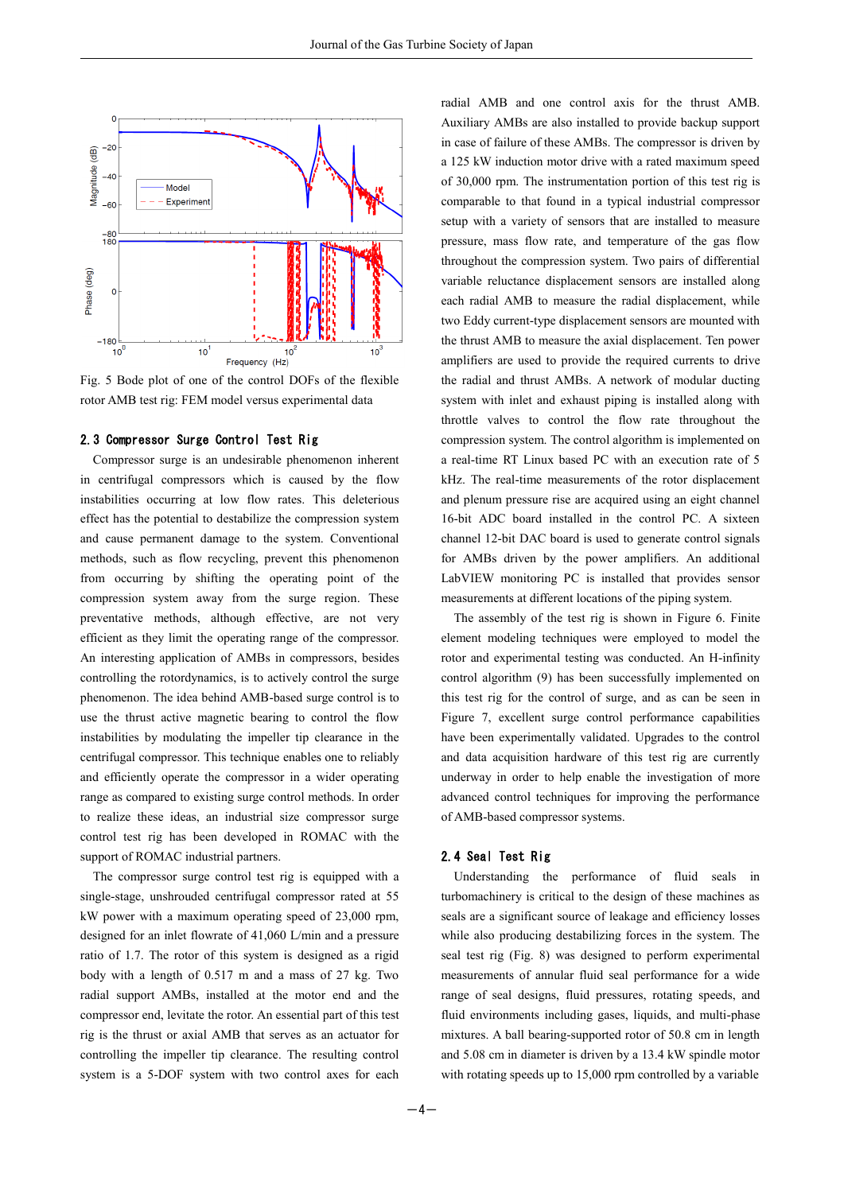Fig. 5 Bode plot of one of the control DOFs of the flexible rotor AMB test rig: FEM model versus experimental data

### 2.3 Compressor Surge Control Test Rig

Compressor surge is an undesirable phenomenon inherent in centrifugal compressors which is caused by the flow instabilities occurring at low flow rates. This deleterious effect has the potential to destabilize the compression system and cause permanent damage to the system. Conventional methods, such as flow recycling, prevent this phenomenon from occurring by shifting the operating point of the compression system away from the surge region. These preventative methods, although effective, are not very efficient as they limit the operating range of the compressor. An interesting application of AMBs in compressors, besides controlling the rotordynamics, is to actively control the surge phenomenon. The idea behind AMB-based surge control is to use the thrust active magnetic bearing to control the flow instabilities by modulating the impeller tip clearance in the centrifugal compressor. This technique enables one to reliably and efficiently operate the compressor in a wider operating range as compared to existing surge control methods. In order to realize these ideas, an industrial size compressor surge control test rig has been developed in ROMAC with the support of ROMAC industrial partners.

The compressor surge control test rig is equipped with a single-stage, unshrouded centrifugal compressor rated at 55 kW power with a maximum operating speed of 23,000 rpm, designed for an inlet flowrate of 41,060 L/min and a pressure ratio of 1.7. The rotor of this system is designed as a rigid body with a length of 0.517 m and a mass of 27 kg. Two radial support AMBs, installed at the motor end and the compressor end, levitate the rotor. An essential part of this test rig is the thrust or axial AMB that serves as an actuator for controlling the impeller tip clearance. The resulting control system is a 5-DOF system with two control axes for each radial AMB and one control axis for the thrust AMB. Auxiliary AMBs are also installed to provide backup support in case of failure of these AMBs. The compressor is driven by a 125 kW induction motor drive with a rated maximum speed of 30,000 rpm. The instrumentation portion of this test rig is comparable to that found in a typical industrial compressor setup with a variety of sensors that are installed to measure pressure, mass flow rate, and temperature of the gas flow throughout the compression system. Two pairs of differential variable reluctance displacement sensors are installed along each radial AMB to measure the radial displacement, while two Eddy current-type displacement sensors are mounted with the thrust AMB to measure the axial displacement. Ten power amplifiers are used to provide the required currents to drive the radial and thrust AMBs. A network of modular ducting system with inlet and exhaust piping is installed along with throttle valves to control the flow rate throughout the compression system. The control algorithm is implemented on a real-time RT Linux based PC with an execution rate of 5 kHz. The real-time measurements of the rotor displacement and plenum pressure rise are acquired using an eight channel 16-bit ADC board installed in the control PC. A sixteen channel 12-bit DAC board is used to generate control signals for AMBs driven by the power amplifiers. An additional LabVIEW monitoring PC is installed that provides sensor measurements at different locations of the piping system.

The assembly of the test rig is shown in Figure 6. Finite element modeling techniques were employed to model the rotor and experimental testing was conducted. An H-infinity control algorithm (9) has been successfully implemented on this test rig for the control of surge, and as can be seen in Figure 7, excellent surge control performance capabilities have been experimentally validated. Upgrades to the control and data acquisition hardware of this test rig are currently underway in order to help enable the investigation of more advanced control techniques for improving the performance of AMB-based compressor systems.

### 2.4 Seal Test Rig

Understanding the performance of fluid seals in turbomachinery is critical to the design of these machines as seals are a significant source of leakage and efficiency losses while also producing destabilizing forces in the system. The seal test rig (Fig. 8) was designed to perform experimental measurements of annular fluid seal performance for a wide range of seal designs, fluid pressures, rotating speeds, and fluid environments including gases, liquids, and multi-phase mixtures. A ball bearing-supported rotor of 50.8 cm in length and 5.08 cm in diameter is driven by a 13.4 kW spindle motor with rotating speeds up to 15,000 rpm controlled by a variable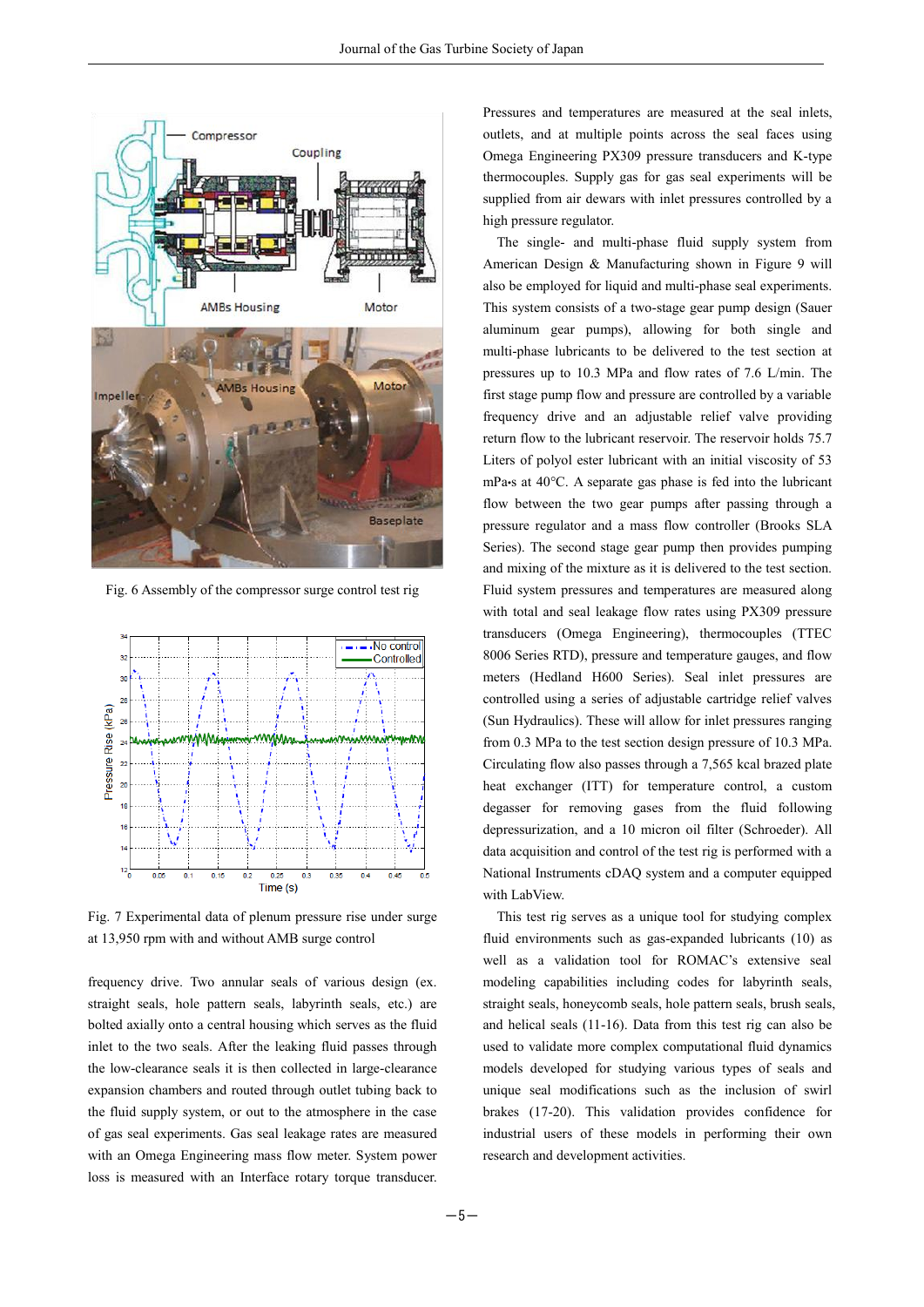Fig. 6 Assembly of the compressor surge control test rig

Fig. 7 Experimental data of plenum pressure rise under surge at 13,950 rpm with and without AMB surge control

frequency drive. Two annular seals of various design (ex. straight seals, hole pattern seals, labyrinth seals, etc.) are bolted axially onto a central housing which serves as the fluid inlet to the two seals. After the leaking fluid passes through the low-clearance seals it is then collected in large-clearance expansion chambers and routed through outlet tubing back to the fluid supply system, or out to the atmosphere in the case of gas seal experiments. Gas seal leakage rates are measured with an Omega Engineering mass flow meter. System power loss is measured with an Interface rotary torque transducer. Pressures and temperatures are measured at the seal inlets, outlets, and at multiple points across the seal faces using Omega Engineering PX309 pressure transducers and K-type thermocouples. Supply gas for gas seal experiments will be supplied from air dewars with inlet pressures controlled by a high pressure regulator.

The single- and multi-phase fluid supply system from American Design & Manufacturing shown in Figure 9 will also be employed for liquid and multi-phase seal experiments. This system consists of a two-stage gear pump design (Sauer aluminum gear pumps), allowing for both single and multi-phase lubricants to be delivered to the test section at pressures up to 10.3 MPa and flow rates of 7.6 L/min. The first stage pump flow and pressure are controlled by a variable frequency drive and an adjustable relief valve providing return flow to the lubricant reservoir. The reservoir holds 75.7 Liters of polyol ester lubricant with an initial viscosity of 53 mPa•s at 40°C. A separate gas phase is fed into the lubricant flow between the two gear pumps after passing through a pressure regulator and a mass flow controller (Brooks SLA Series). The second stage gear pump then provides pumping and mixing of the mixture as it is delivered to the test section. Fluid system pressures and temperatures are measured along with total and seal leakage flow rates using PX309 pressure transducers (Omega Engineering), thermocouples (TTEC 8006 Series RTD), pressure and temperature gauges, and flow meters (Hedland H600 Series). Seal inlet pressures are controlled using a series of adjustable cartridge relief valves (Sun Hydraulics). These will allow for inlet pressures ranging from 0.3 MPa to the test section design pressure of 10.3 MPa. Circulating flow also passes through a 7,565 kcal brazed plate heat exchanger (ITT) for temperature control, a custom degasser for removing gases from the fluid following depressurization, and a 10 micron oil filter (Schroeder). All data acquisition and control of the test rig is performed with a National Instruments cDAQ system and a computer equipped with LabView.

This test rig serves as a unique tool for studying complex fluid environments such as gas-expanded lubricants (10) as well as a validation tool for ROMAC's extensive seal modeling capabilities including codes for labyrinth seals, straight seals, honeycomb seals, hole pattern seals, brush seals, and helical seals (11-16). Data from this test rig can also be used to validate more complex computational fluid dynamics models developed for studying various types of seals and unique seal modifications such as the inclusion of swirl brakes (17-20). This validation provides confidence for industrial users of these models in performing their own research and development activities.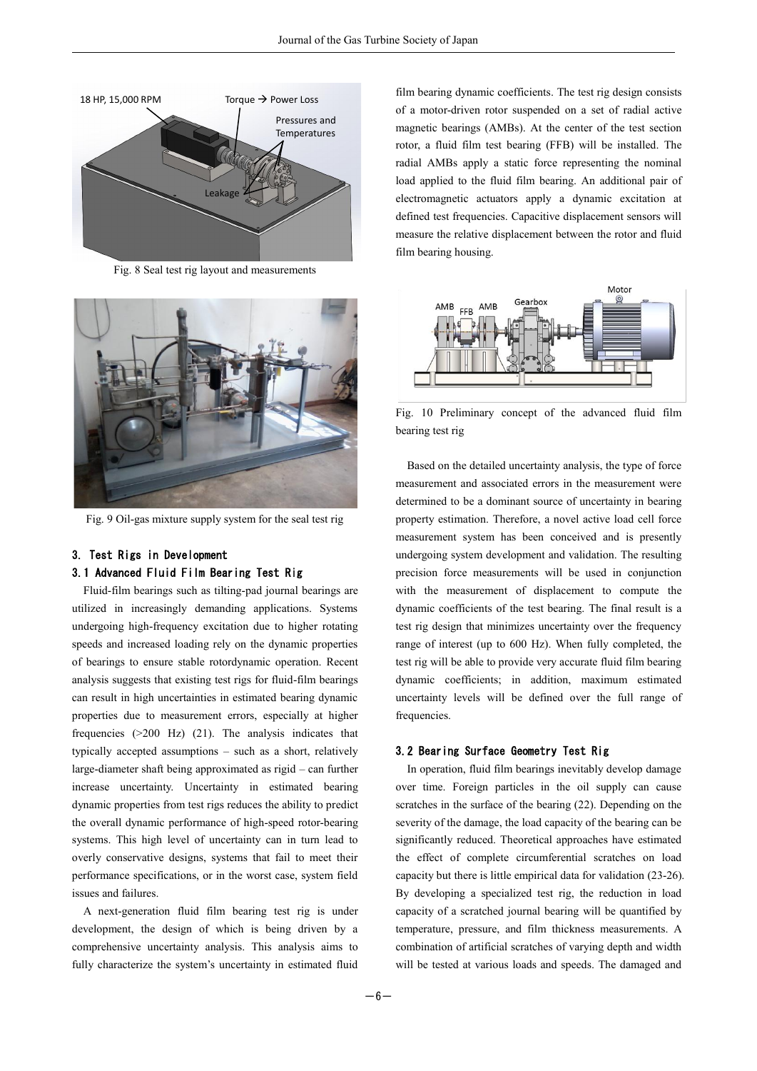Fig. 8 Seal test rig layout and measurements

Fig. 9 Oil-gas mixture supply system for the seal test rig

## 3. Test Rigs in Development

### 3.1 Advanced Fluid Film Bearing Test Rig

Fluid-film bearings such as tilting-pad journal bearings are utilized in increasingly demanding applications. Systems undergoing high-frequency excitation due to higher rotating speeds and increased loading rely on the dynamic properties of bearings to ensure stable rotordynamic operation. Recent analysis suggests that existing test rigs for fluid-film bearings can result in high uncertainties in estimated bearing dynamic properties due to measurement errors, especially at higher frequencies (>200 Hz) (21). The analysis indicates that typically accepted assumptions – such as a short, relatively large-diameter shaft being approximated as rigid – can further increase uncertainty. Uncertainty in estimated bearing dynamic properties from test rigs reduces the ability to predict the overall dynamic performance of high-speed rotor-bearing systems. This high level of uncertainty can in turn lead to overly conservative designs, systems that fail to meet their performance specifications, or in the worst case, system field issues and failures.

A next-generation fluid film bearing test rig is under development, the design of which is being driven by a comprehensive uncertainty analysis. This analysis aims to fully characterize the system's uncertainty in estimated fluid film bearing dynamic coefficients. The test rig design consists of a motor-driven rotor suspended on a set of radial active magnetic bearings (AMBs). At the center of the test section rotor, a fluid film test bearing (FFB) will be installed. The radial AMBs apply a static force representing the nominal load applied to the fluid film bearing. An additional pair of electromagnetic actuators apply a dynamic excitation at defined test frequencies. Capacitive displacement sensors will measure the relative displacement between the rotor and fluid film bearing housing.

Fig. 10 Preliminary concept of the advanced fluid film bearing test rig

Based on the detailed uncertainty analysis, the type of force measurement and associated errors in the measurement were determined to be a dominant source of uncertainty in bearing property estimation. Therefore, a novel active load cell force measurement system has been conceived and is presently undergoing system development and validation. The resulting precision force measurements will be used in conjunction with the measurement of displacement to compute the dynamic coefficients of the test bearing. The final result is a test rig design that minimizes uncertainty over the frequency range of interest (up to 600 Hz). When fully completed, the test rig will be able to provide very accurate fluid film bearing dynamic coefficients; in addition, maximum estimated uncertainty levels will be defined over the full range of frequencies.

### 3.2 Bearing Surface Geometry Test Rig

In operation, fluid film bearings inevitably develop damage over time. Foreign particles in the oil supply can cause scratches in the surface of the bearing (22). Depending on the severity of the damage, the load capacity of the bearing can be significantly reduced. Theoretical approaches have estimated the effect of complete circumferential scratches on load capacity but there is little empirical data for validation (23-26). By developing a specialized test rig, the reduction in load capacity of a scratched journal bearing will be quantified by temperature, pressure, and film thickness measurements. A combination of artificial scratches of varying depth and width will be tested at various loads and speeds. The damaged and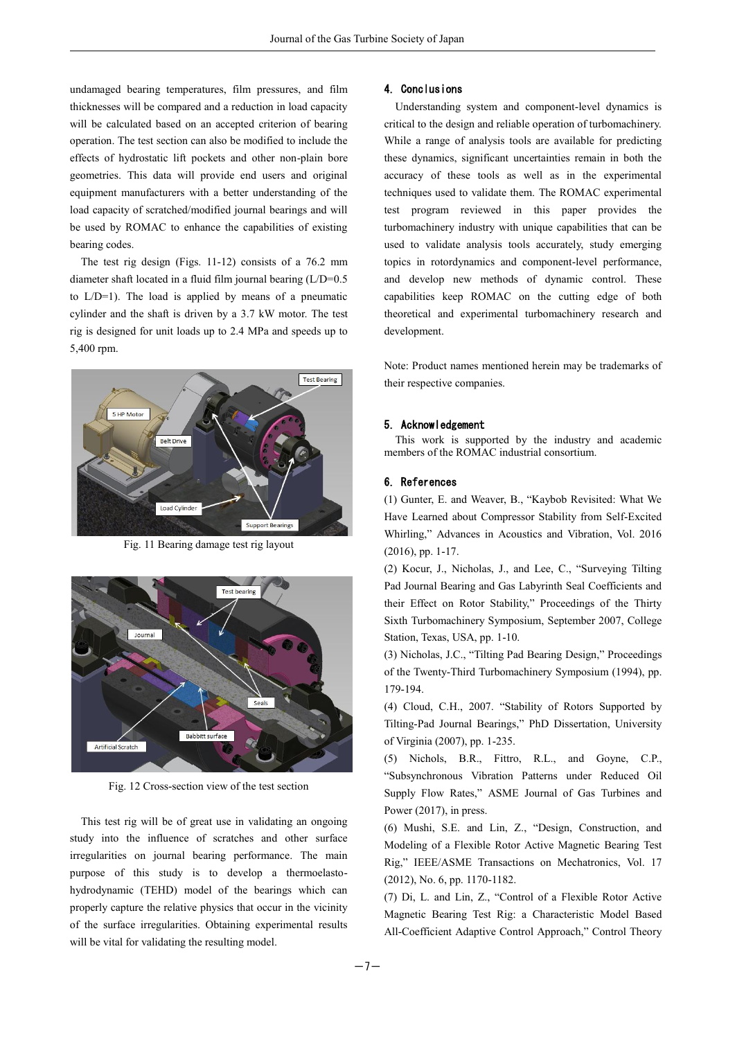undamaged bearing temperatures, film pressures, and film thicknesses will be compared and a reduction in load capacity will be calculated based on an accepted criterion of bearing operation. The test section can also be modified to include the effects of hydrostatic lift pockets and other non-plain bore geometries. This data will provide end users and original equipment manufacturers with a better understanding of the load capacity of scratched/modified journal bearings and will be used by ROMAC to enhance the capabilities of existing bearing codes.

The test rig design (Figs. 11-12) consists of a 76.2 mm diameter shaft located in a fluid film journal bearing (L/D=0.5 to L/D=1). The load is applied by means of a pneumatic cylinder and the shaft is driven by a 3.7 kW motor. The test rig is designed for unit loads up to 2.4 MPa and speeds up to 5,400 rpm.

Fig. 11 Bearing damage test rig layout

Fig. 12 Cross-section view of the test section

This test rig will be of great use in validating an ongoing study into the influence of scratches and other surface irregularities on journal bearing performance. The main purpose of this study is to develop a thermoelasto-hydrodynamic (TEHD) model of the bearings which can properly capture the relative physics that occur in the vicinity of the surface irregularities. Obtaining experimental results will be vital for validating the resulting model.

## 4. Conclusions

Understanding system and component-level dynamics is critical to the design and reliable operation of turbomachinery. While a range of analysis tools are available for predicting these dynamics, significant uncertainties remain in both the accuracy of these tools as well as in the experimental techniques used to validate them. The ROMAC experimental test program reviewed in this paper provides the turbomachinery industry with unique capabilities that can be used to validate analysis tools accurately, study emerging topics in rotordynamics and component-level performance, and develop new methods of dynamic control. These capabilities keep ROMAC on the cutting edge of both theoretical and experimental turbomachinery research and development.

Note: Product names mentioned herein may be trademarks of their respective companies.

## 5. Acknowledgement

This work is supported by the industry and academic members of the ROMAC industrial consortium.

## 6. References

(1) Gunter, E. and Weaver, B., "Kaybob Revisited: What We Have Learned about Compressor Stability from Self-Excited Whirling," Advances in Acoustics and Vibration, Vol. 2016 (2016), pp. 1-17.

(2) Kocur, J., Nicholas, J., and Lee, C., "Surveying Tilting Pad Journal Bearing and Gas Labyrinth Seal Coefficients and their Effect on Rotor Stability," Proceedings of the Thirty Sixth Turbomachinery Symposium, September 2007, College Station, Texas, USA, pp. 1-10.

(3) Nicholas, J.C., "Tilting Pad Bearing Design," Proceedings of the Twenty-Third Turbomachinery Symposium (1994), pp. 179-194.

(4) Cloud, C.H., 2007. "Stability of Rotors Supported by Tilting-Pad Journal Bearings," PhD Dissertation, University of Virginia (2007), pp. 1-235.

(5) Nichols, B.R., Fittro, R.L., and Goyne, C.P., "Subsynchronous Vibration Patterns under Reduced Oil Supply Flow Rates," ASME Journal of Gas Turbines and Power (2017), in press.

(6) Mushi, S.E. and Lin, Z., "Design, Construction, and Modeling of a Flexible Rotor Active Magnetic Bearing Test Rig," IEEE/ASME Transactions on Mechatronics, Vol. 17 (2012), No. 6, pp. 1170-1182.

(7) Di, L. and Lin, Z., "Control of a Flexible Rotor Active Magnetic Bearing Test Rig: a Characteristic Model Based All-Coefficient Adaptive Control Approach," Control Theory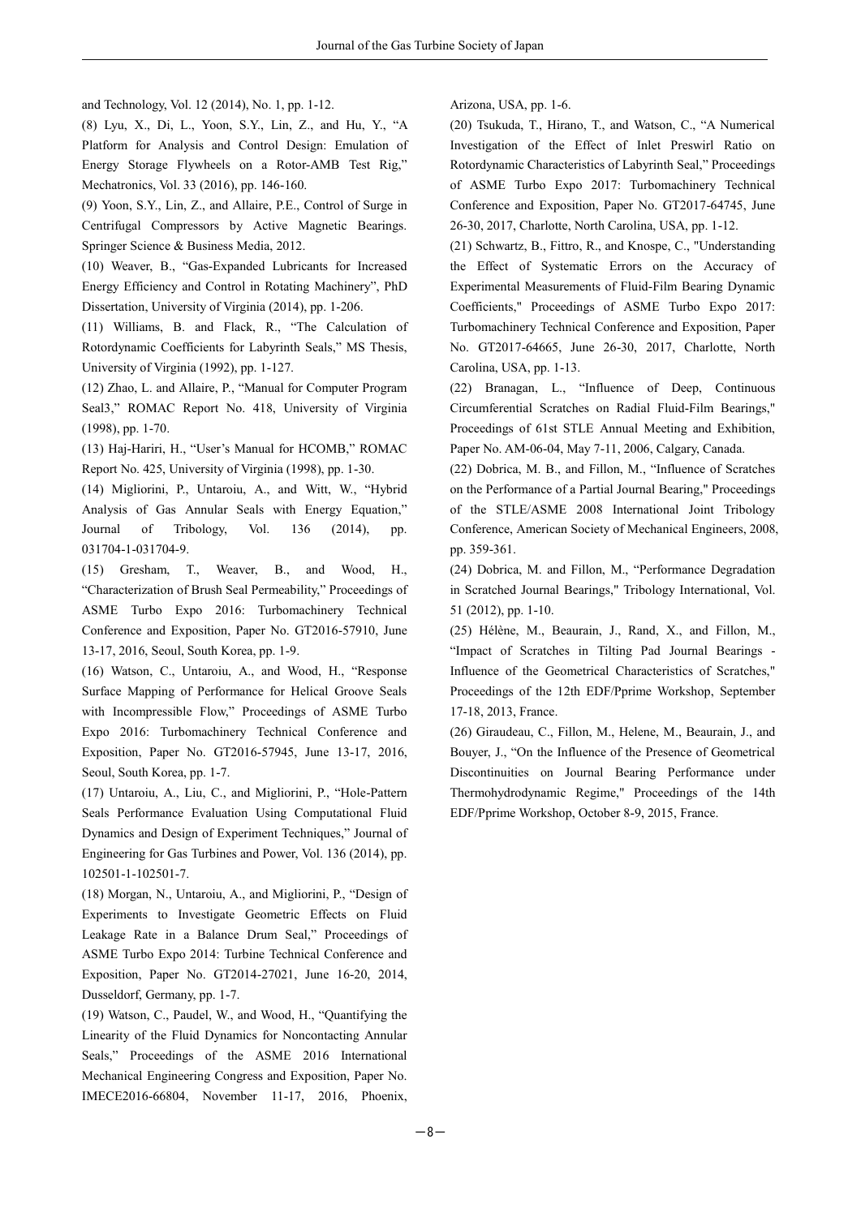and Technology, Vol. 12 (2014), No. 1, pp. 1-12.

(8) Lyu, X., Di, L., Yoon, S.Y., Lin, Z., and Hu, Y., "A Platform for Analysis and Control Design: Emulation of Energy Storage Flywheels on a Rotor-AMB Test Rig," Mechatronics, Vol. 33 (2016), pp. 146-160.

(9) Yoon, S.Y., Lin, Z., and Allaire, P.E., Control of Surge in Centrifugal Compressors by Active Magnetic Bearings. Springer Science & Business Media, 2012.

(10) Weaver, B., "Gas-Expanded Lubricants for Increased Energy Efficiency and Control in Rotating Machinery", PhD Dissertation, University of Virginia (2014), pp. 1-206.

(11) Williams, B. and Flack, R., "The Calculation of Rotordynamic Coefficients for Labyrinth Seals," MS Thesis, University of Virginia (1992), pp. 1-127.

(12) Zhao, L. and Allaire, P., "Manual for Computer Program Seal3," ROMAC Report No. 418, University of Virginia (1998), pp. 1-70.

(13) Haj-Hariri, H., "User's Manual for HCOMB," ROMAC Report No. 425, University of Virginia (1998), pp. 1-30.

(14) Migliorini, P., Untaroiu, A., and Witt, W., "Hybrid Analysis of Gas Annular Seals with Energy Equation," Journal of Tribology, Vol. 136 (2014), pp. 031704-1-031704-9.

(15) Gresham, T., Weaver, B., and Wood, H., "Characterization of Brush Seal Permeability," Proceedings of ASME Turbo Expo 2016: Turbomachinery Technical Conference and Exposition, Paper No. GT2016-57910, June 13-17, 2016, Seoul, South Korea, pp. 1-9.

(16) Watson, C., Untaroiu, A., and Wood, H., "Response Surface Mapping of Performance for Helical Groove Seals with Incompressible Flow," Proceedings of ASME Turbo Expo 2016: Turbomachinery Technical Conference and Exposition, Paper No. GT2016-57945, June 13-17, 2016, Seoul, South Korea, pp. 1-7.

(17) Untaroiu, A., Liu, C., and Migliorini, P., "Hole-Pattern Seals Performance Evaluation Using Computational Fluid Dynamics and Design of Experiment Techniques," Journal of Engineering for Gas Turbines and Power, Vol. 136 (2014), pp. 102501-1-102501-7.

(18) Morgan, N., Untaroiu, A., and Migliorini, P., "Design of Experiments to Investigate Geometric Effects on Fluid Leakage Rate in a Balance Drum Seal," Proceedings of ASME Turbo Expo 2014: Turbine Technical Conference and Exposition, Paper No. GT2014-27021, June 16-20, 2014, Dusseldorf, Germany, pp. 1-7.

(19) Watson, C., Paudel, W., and Wood, H., "Quantifying the Linearity of the Fluid Dynamics for Noncontacting Annular Seals," Proceedings of the ASME 2016 International Mechanical Engineering Congress and Exposition, Paper No. IMECE2016-66804, November 11-17, 2016, Phoenix, Arizona, USA, pp. 1-6.

(20) Tsukuda, T., Hirano, T., and Watson, C., "A Numerical Investigation of the Effect of Inlet Preswirl Ratio on Rotordynamic Characteristics of Labyrinth Seal," Proceedings of ASME Turbo Expo 2017: Turbomachinery Technical Conference and Exposition, Paper No. GT2017-64745, June 26-30, 2017, Charlotte, North Carolina, USA, pp. 1-12.

(21) Schwartz, B., Fittro, R., and Knospe, C., "Understanding the Effect of Systematic Errors on the Accuracy of Experimental Measurements of Fluid-Film Bearing Dynamic Coefficients," Proceedings of ASME Turbo Expo 2017: Turbomachinery Technical Conference and Exposition, Paper No. GT2017-64665, June 26-30, 2017, Charlotte, North Carolina, USA, pp. 1-13.

(22) Branagan, L., "Influence of Deep, Continuous Circumferential Scratches on Radial Fluid-Film Bearings," Proceedings of 61st STLE Annual Meeting and Exhibition, Paper No. AM-06-04, May 7-11, 2006, Calgary, Canada.

(22) Dobrica, M. B., and Fillon, M., "Influence of Scratches on the Performance of a Partial Journal Bearing," Proceedings of the STLE/ASME 2008 International Joint Tribology Conference, American Society of Mechanical Engineers, 2008, pp. 359-361.

(24) Dobrica, M. and Fillon, M., "Performance Degradation in Scratched Journal Bearings," Tribology International, Vol. 51 (2012), pp. 1-10.

(25) Hélène, M., Beaurain, J., Rand, X., and Fillon, M., "Impact of Scratches in Tilting Pad Journal Bearings - Influence of the Geometrical Characteristics of Scratches," Proceedings of the 12th EDF/Pprime Workshop, September 17-18, 2013, France.

(26) Giraudeau, C., Fillon, M., Helene, M., Beaurain, J., and Bouyer, J., "On the Influence of the Presence of Geometrical Discontinuities on Journal Bearing Performance under Thermohydrodynamic Regime," Proceedings of the 14th EDF/Pprime Workshop, October 8-9, 2015, France.